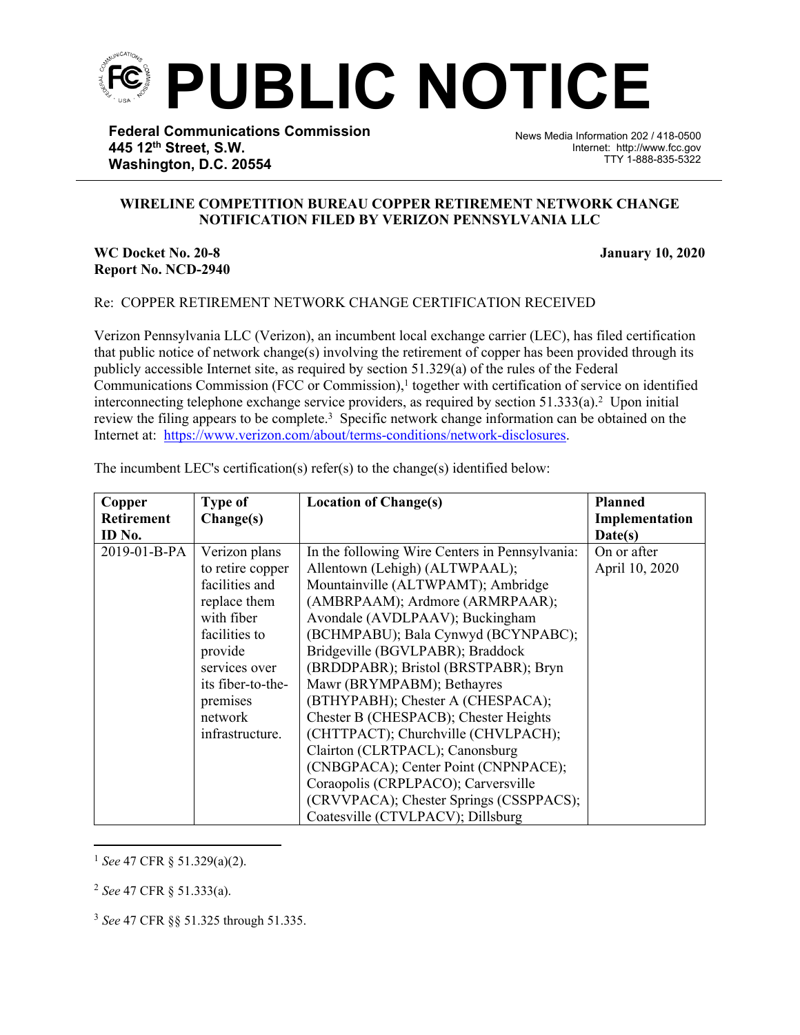# PUBLIC NOTICE

**Federal Communications Commission**
**445 12th Street, S.W.**
**Washington, D.C. 20554**

News Media Information 202 / 418-0500
Internet: http://www.fcc.gov
TTY 1-888-835-5322

**WIRELINE COMPETITION BUREAU COPPER RETIREMENT NETWORK CHANGE NOTIFICATION FILED BY VERIZON PENNSYLVANIA LLC**

**WC Docket No. 20-8**
**Report No. NCD-2940**

**January 10, 2020**

Re: COPPER RETIREMENT NETWORK CHANGE CERTIFICATION RECEIVED

Verizon Pennsylvania LLC (Verizon), an incumbent local exchange carrier (LEC), has filed certification that public notice of network change(s) involving the retirement of copper has been provided through its publicly accessible Internet site, as required by section 51.329(a) of the rules of the Federal Communications Commission (FCC or Commission),[1] together with certification of service on identified interconnecting telephone exchange service providers, as required by section 51.333(a).[2] Upon initial review the filing appears to be complete.[3] Specific network change information can be obtained on the Internet at: https://www.verizon.com/about/terms-conditions/network-disclosures.

The incumbent LEC's certification(s) refer(s) to the change(s) identified below:

| Copper Retirement ID No. | Type of Change(s) | Location of Change(s) | Planned Implementation Date(s) |
|---|---|---|---|
| 2019-01-B-PA | Verizon plans to retire copper facilities and replace them with fiber facilities to provide services over its fiber-to-the-premises network infrastructure. | In the following Wire Centers in Pennsylvania: Allentown (Lehigh) (ALTWPAAL); Mountainville (ALTWPAMT); Ambridge (AMBRPAAM); Ardmore (ARMRPAAR); Avondale (AVDLPAAV); Buckingham (BCHMPABU); Bala Cynwyd (BCYNPABC); Bridgeville (BGVLPABR); Braddock (BRDDPABR); Bristol (BRSTPABR); Bryn Mawr (BRYMPABM); Bethayres (BTHYPABH); Chester A (CHESPACA); Chester B (CHESPACB); Chester Heights (CHTTPACT); Churchville (CHVLPACH); Clairton (CLRTPACL); Canonsburg (CNBGPACA); Center Point (CNPNPACE); Coraopolis (CRPLPACO); Carversville (CRVVPACA); Chester Springs (CSSPPACS); Coatesville (CTVLPACV); Dillsburg | On or after April 10, 2020 |

[1] *See* 47 CFR § 51.329(a)(2).

[2] *See* 47 CFR § 51.333(a).

[3] *See* 47 CFR §§ 51.325 through 51.335.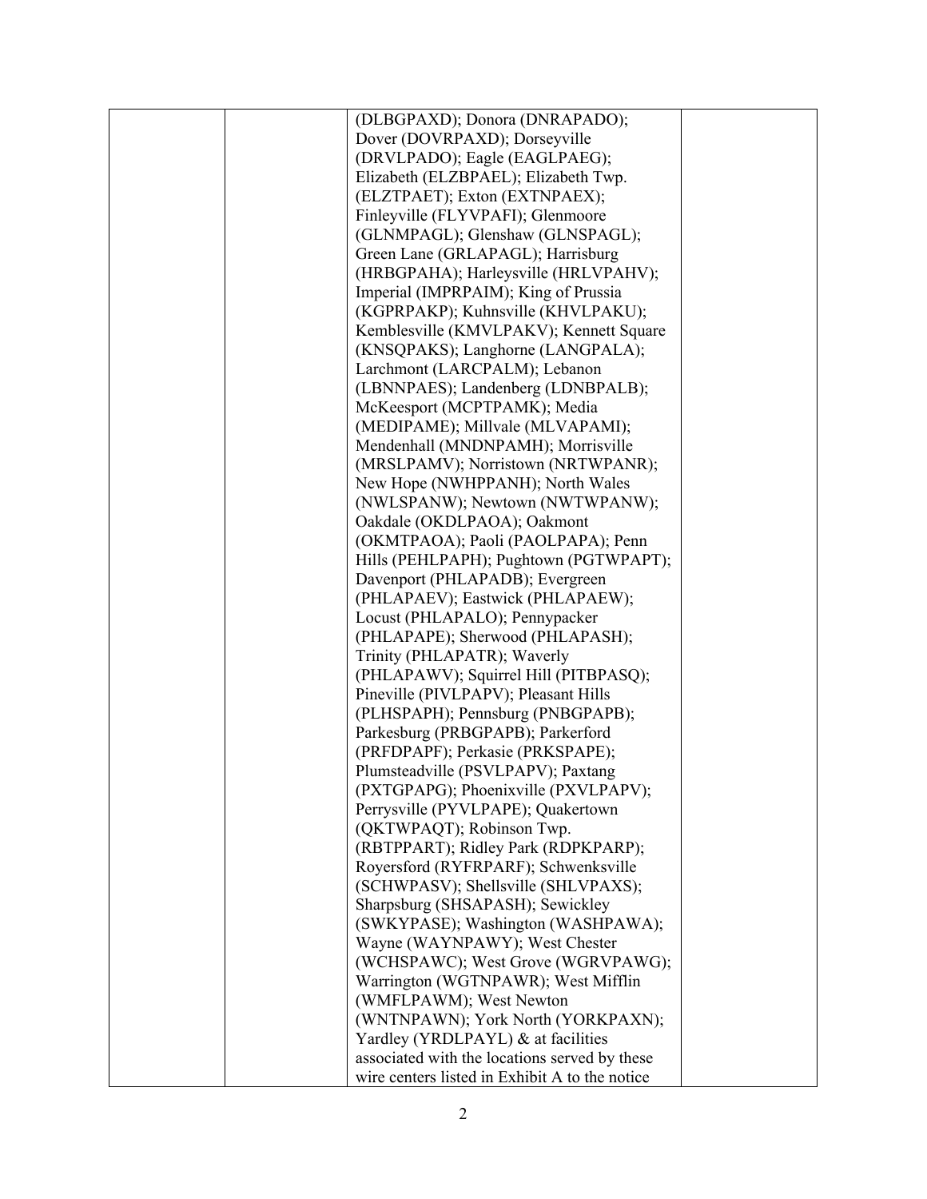|  |  | (DLBGPAXD); Donora (DNRAPADO); Dover (DOVRPAXD); Dorseyville (DRVLPADO); Eagle (EAGLPAEG); Elizabeth (ELZBPAEL); Elizabeth Twp. (ELZTPAET); Exton (EXTNPAEX); Finleyville (FLYVPAFI); Glenmoore (GLNMPAGL); Glenshaw (GLNSPAGL); Green Lane (GRLAPAGL); Harrisburg (HRBGPAHA); Harleysville (HRLVPAHV); Imperial (IMPRPAIM); King of Prussia (KGPRPAKP); Kuhnsville (KHVLPAKU); Kemblesville (KMVLPAKV); Kennett Square (KNSQPAKS); Langhorne (LANGPALA); Larchmont (LARCPALM); Lebanon (LBNNPAES); Landenberg (LDNBPALB); McKeesport (MCPTPAMK); Media (MEDIPAME); Millvale (MLVAPAMI); Mendenhall (MNDNPAMH); Morrisville (MRSLPAMV); Norristown (NRTWPANR); New Hope (NWHPPANH); North Wales (NWLSPANW); Newtown (NWTWPANW); Oakdale (OKDLPAOA); Oakmont (OKMTPAOA); Paoli (PAOLPAPA); Penn Hills (PEHLPAPH); Pughtown (PGTWPAPT); Davenport (PHLAPADB); Evergreen (PHLAPAEV); Eastwick (PHLAPAEW); Locust (PHLAPALO); Pennypacker (PHLAPAPE); Sherwood (PHLAPASH); Trinity (PHLAPATR); Waverly (PHLAPAWV); Squirrel Hill (PITBPASQ); Pineville (PIVLPAPV); Pleasant Hills (PLHSPAPH); Pennsburg (PNBGPAPB); Parkesburg (PRBGPAPB); Parkerford (PRFDPAPF); Perkasie (PRKSPAPE); Plumsteadville (PSVLPAPV); Paxtang (PXTGPAPG); Phoenixville (PXVLPAPV); Perrysville (PYVLPAPE); Quakertown (QKTWPAQT); Robinson Twp. (RBTPPART); Ridley Park (RDPKPARP); Royersford (RYFRPARF); Schwenksville (SCHWPASV); Shellsville (SHLVPAXS); Sharpsburg (SHSAPASH); Sewickley (SWKYPASE); Washington (WASHPAWA); Wayne (WAYNPAWY); West Chester (WCHSPAWC); West Grove (WGRVPAWG); Warrington (WGTNPAWR); West Mifflin (WMFLPAWM); West Newton (WNTNPAWN); York North (YORKPAXN); Yardley (YRDLPAYL) & at facilities associated with the locations served by these wire centers listed in Exhibit A to the notice |  |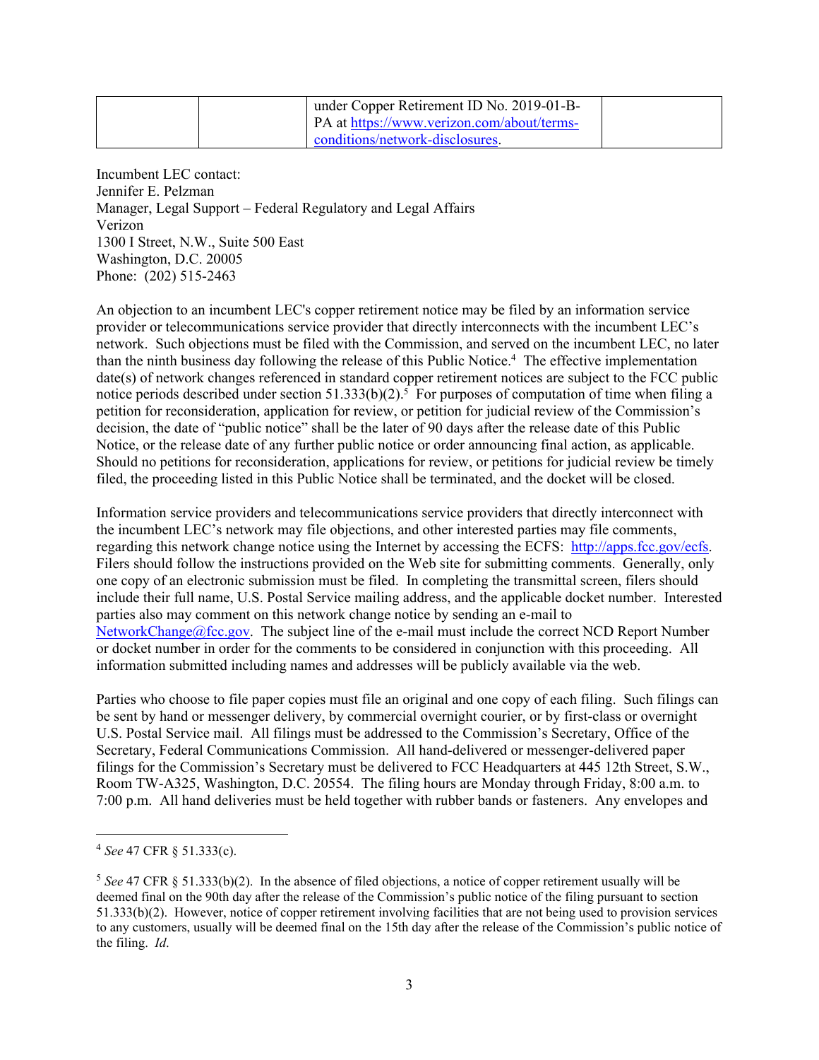| | | under Copper Retirement ID No. 2019-01-B-PA at https://www.verizon.com/about/terms-conditions/network-disclosures. | |
|---|---|---|---|

Incumbent LEC contact:
Jennifer E. Pelzman
Manager, Legal Support – Federal Regulatory and Legal Affairs
Verizon
1300 I Street, N.W., Suite 500 East
Washington, D.C. 20005
Phone: (202) 515-2463

An objection to an incumbent LEC's copper retirement notice may be filed by an information service provider or telecommunications service provider that directly interconnects with the incumbent LEC's network. Such objections must be filed with the Commission, and served on the incumbent LEC, no later than the ninth business day following the release of this Public Notice.[4] The effective implementation date(s) of network changes referenced in standard copper retirement notices are subject to the FCC public notice periods described under section 51.333(b)(2).[5] For purposes of computation of time when filing a petition for reconsideration, application for review, or petition for judicial review of the Commission's decision, the date of "public notice" shall be the later of 90 days after the release date of this Public Notice, or the release date of any further public notice or order announcing final action, as applicable. Should no petitions for reconsideration, applications for review, or petitions for judicial review be timely filed, the proceeding listed in this Public Notice shall be terminated, and the docket will be closed.

Information service providers and telecommunications service providers that directly interconnect with the incumbent LEC's network may file objections, and other interested parties may file comments, regarding this network change notice using the Internet by accessing the ECFS: http://apps.fcc.gov/ecfs. Filers should follow the instructions provided on the Web site for submitting comments. Generally, only one copy of an electronic submission must be filed. In completing the transmittal screen, filers should include their full name, U.S. Postal Service mailing address, and the applicable docket number. Interested parties also may comment on this network change notice by sending an e-mail to NetworkChange@fcc.gov. The subject line of the e-mail must include the correct NCD Report Number or docket number in order for the comments to be considered in conjunction with this proceeding. All information submitted including names and addresses will be publicly available via the web.

Parties who choose to file paper copies must file an original and one copy of each filing. Such filings can be sent by hand or messenger delivery, by commercial overnight courier, or by first-class or overnight U.S. Postal Service mail. All filings must be addressed to the Commission's Secretary, Office of the Secretary, Federal Communications Commission. All hand-delivered or messenger-delivered paper filings for the Commission's Secretary must be delivered to FCC Headquarters at 445 12th Street, S.W., Room TW-A325, Washington, D.C. 20554. The filing hours are Monday through Friday, 8:00 a.m. to 7:00 p.m. All hand deliveries must be held together with rubber bands or fasteners. Any envelopes and

---

[4] *See* 47 CFR § 51.333(c).

[5] *See* 47 CFR § 51.333(b)(2). In the absence of filed objections, a notice of copper retirement usually will be deemed final on the 90th day after the release of the Commission's public notice of the filing pursuant to section 51.333(b)(2). However, notice of copper retirement involving facilities that are not being used to provision services to any customers, usually will be deemed final on the 15th day after the release of the Commission's public notice of the filing. *Id*.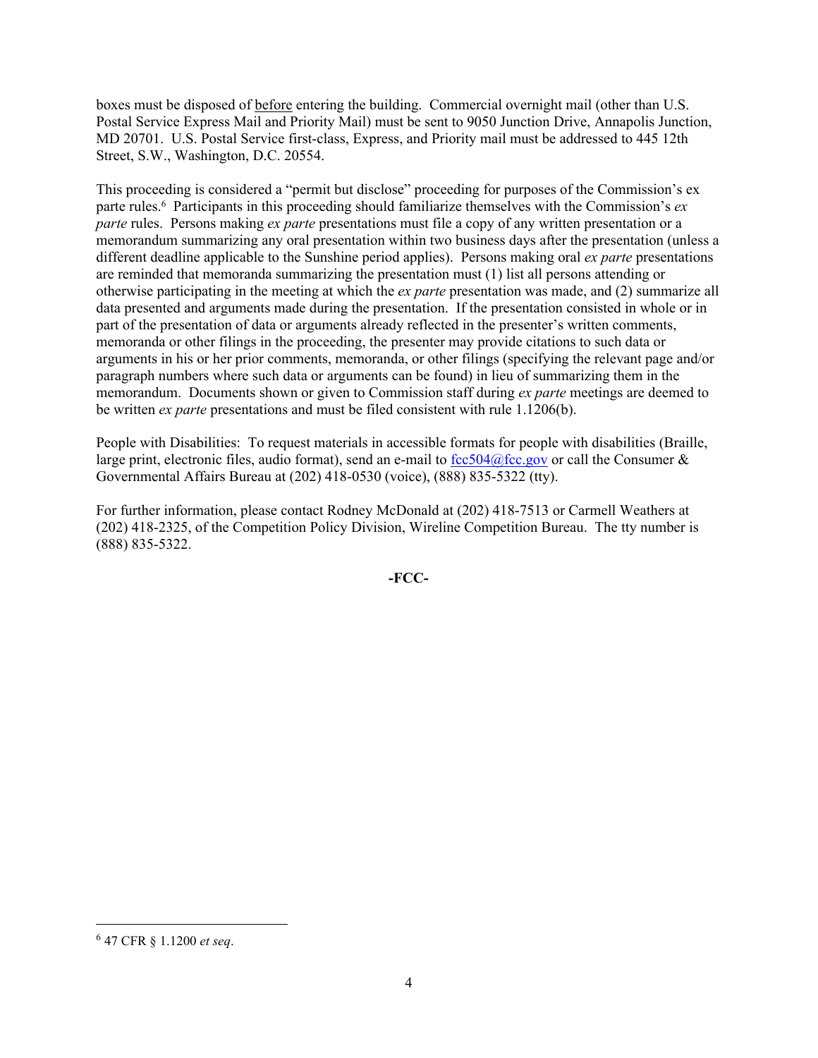boxes must be disposed of before entering the building. Commercial overnight mail (other than U.S. Postal Service Express Mail and Priority Mail) must be sent to 9050 Junction Drive, Annapolis Junction, MD 20701. U.S. Postal Service first-class, Express, and Priority mail must be addressed to 445 12th Street, S.W., Washington, D.C. 20554.

This proceeding is considered a "permit but disclose" proceeding for purposes of the Commission's ex parte rules.[6] Participants in this proceeding should familiarize themselves with the Commission's *ex parte* rules. Persons making *ex parte* presentations must file a copy of any written presentation or a memorandum summarizing any oral presentation within two business days after the presentation (unless a different deadline applicable to the Sunshine period applies). Persons making oral *ex parte* presentations are reminded that memoranda summarizing the presentation must (1) list all persons attending or otherwise participating in the meeting at which the *ex parte* presentation was made, and (2) summarize all data presented and arguments made during the presentation. If the presentation consisted in whole or in part of the presentation of data or arguments already reflected in the presenter's written comments, memoranda or other filings in the proceeding, the presenter may provide citations to such data or arguments in his or her prior comments, memoranda, or other filings (specifying the relevant page and/or paragraph numbers where such data or arguments can be found) in lieu of summarizing them in the memorandum. Documents shown or given to Commission staff during *ex parte* meetings are deemed to be written *ex parte* presentations and must be filed consistent with rule 1.1206(b).

People with Disabilities: To request materials in accessible formats for people with disabilities (Braille, large print, electronic files, audio format), send an e-mail to fcc504@fcc.gov or call the Consumer & Governmental Affairs Bureau at (202) 418-0530 (voice), (888) 835-5322 (tty).

For further information, please contact Rodney McDonald at (202) 418-7513 or Carmell Weathers at (202) 418-2325, of the Competition Policy Division, Wireline Competition Bureau. The tty number is (888) 835-5322.

**-FCC-**

[6] 47 CFR § 1.1200 *et seq*.